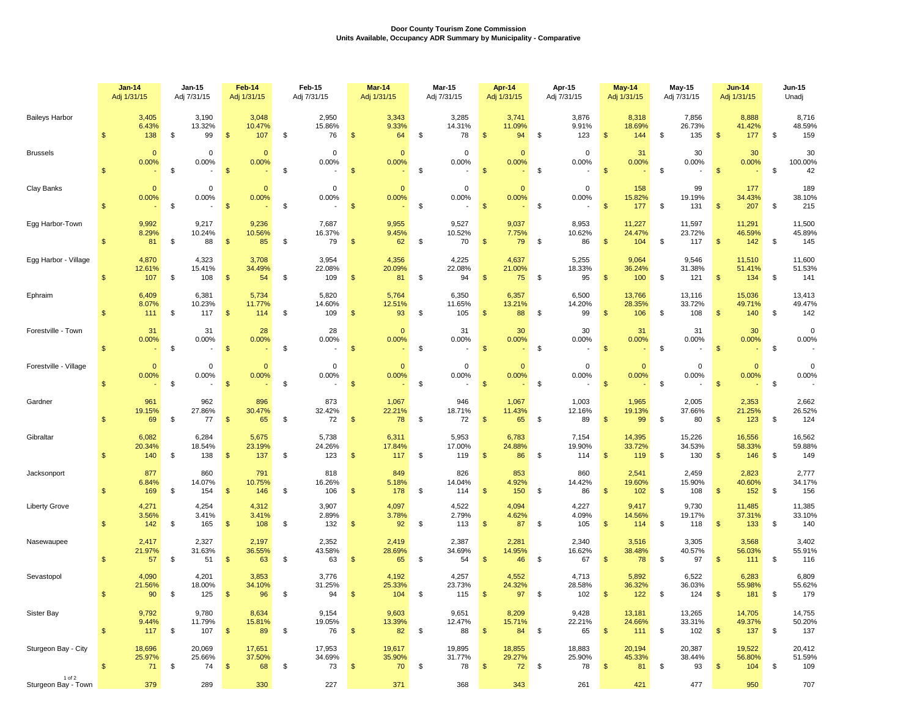**Door County Tourism Zone Commission**
**Units Available, Occupancy ADR Summary by Municipality - Comparative**

| | Jan-14 Adj 1/31/15 | Jan-15 Adj 7/31/15 | Feb-14 Adj 1/31/15 | Feb-15 Adj 7/31/15 | Mar-14 Adj 1/31/15 | Mar-15 Adj 7/31/15 | Apr-14 Adj 1/31/15 | Apr-15 Adj 7/31/15 | May-14 Adj 1/31/15 | May-15 Adj 7/31/15 | Jun-14 Adj 1/31/15 | Jun-15 Unadj |
|---|---|---|---|---|---|---|---|---|---|---|---|---|
| Baileys Harbor | 3,405 | 3,190 | 3,048 | 2,950 | 3,343 | 3,285 | 3,741 | 3,876 | 8,318 | 7,856 | 8,888 | 8,716 |
| | 6.43% | 13.32% | 10.47% | 15.86% | 9.33% | 14.31% | 11.09% | 9.91% | 18.69% | 26.73% | 41.42% | 48.59% |
| | $ 138 | $ 99 | $ 107 | $ 76 | $ 64 | $ 78 | $ 94 | $ 123 | $ 144 | $ 135 | $ 177 | $ 159 |
| Brussels | 0 | 0 | 0 | 0 | 0 | 0 | 0 | 0 | 31 | 30 | 30 | 30 |
| | 0.00% | 0.00% | 0.00% | 0.00% | 0.00% | 0.00% | 0.00% | 0.00% | 0.00% | 0.00% | 0.00% | 100.00% |
| | $ - | $ - | $ - | $ - | $ - | $ - | $ - | $ - | $ - | $ - | $ - | $ 42 |
| Clay Banks | 0 | 0 | 0 | 0 | 0 | 0 | 0 | 0 | 158 | 99 | 177 | 189 |
| | 0.00% | 0.00% | 0.00% | 0.00% | 0.00% | 0.00% | 0.00% | 0.00% | 15.82% | 19.19% | 34.43% | 38.10% |
| | $ - | $ - | $ - | $ - | $ - | $ - | $ - | $ - | $ 177 | $ 131 | $ 207 | $ 215 |
| Egg Harbor-Town | 9,992 | 9,217 | 9,236 | 7,687 | 9,955 | 9,527 | 9,037 | 8,953 | 11,227 | 11,597 | 11,291 | 11,500 |
| | 8.29% | 10.24% | 10.56% | 16.37% | 9.45% | 10.52% | 7.75% | 10.62% | 24.47% | 23.72% | 46.59% | 45.89% |
| | $ 81 | $ 88 | $ 85 | $ 79 | $ 62 | $ 70 | $ 79 | $ 86 | $ 104 | $ 117 | $ 142 | $ 145 |
| Egg Harbor - Village | 4,870 | 4,323 | 3,708 | 3,954 | 4,356 | 4,225 | 4,637 | 5,255 | 9,064 | 9,546 | 11,510 | 11,600 |
| | 12.61% | 15.41% | 34.49% | 22.08% | 20.09% | 22.08% | 21.00% | 18.33% | 36.24% | 31.38% | 51.41% | 51.53% |
| | $ 107 | $ 108 | $ 54 | $ 109 | $ 81 | $ 94 | $ 75 | $ 95 | $ 100 | $ 121 | $ 134 | $ 141 |
| Ephraim | 6,409 | 6,381 | 5,734 | 5,820 | 5,764 | 6,350 | 6,357 | 6,500 | 13,766 | 13,116 | 15,036 | 13,413 |
| | 8.07% | 10.23% | 11.77% | 14.60% | 12.51% | 11.65% | 13.21% | 14.20% | 28.35% | 33.72% | 49.71% | 49.47% |
| | $ 111 | $ 117 | $ 114 | $ 109 | $ 93 | $ 105 | $ 88 | $ 99 | $ 106 | $ 108 | $ 140 | $ 142 |
| Forestville - Town | 31 | 31 | 28 | 28 | 0 | 31 | 30 | 30 | 31 | 31 | 30 | 0 |
| | 0.00% | 0.00% | 0.00% | 0.00% | 0.00% | 0.00% | 0.00% | 0.00% | 0.00% | 0.00% | 0.00% | 0.00% |
| | $ - | $ - | $ - | $ - | $ - | $ - | $ - | $ - | $ - | $ - | $ - | $ - |
| Forestville - Village | 0 | 0 | 0 | 0 | 0 | 0 | 0 | 0 | 0 | 0 | 0 | 0 |
| | 0.00% | 0.00% | 0.00% | 0.00% | 0.00% | 0.00% | 0.00% | 0.00% | 0.00% | 0.00% | 0.00% | 0.00% |
| | $ - | $ - | $ - | $ - | $ - | $ - | $ - | $ - | $ - | $ - | $ - | $ - |
| Gardner | 961 | 962 | 896 | 873 | 1,067 | 946 | 1,067 | 1,003 | 1,965 | 2,005 | 2,353 | 2,662 |
| | 19.15% | 27.86% | 30.47% | 32.42% | 22.21% | 18.71% | 11.43% | 12.16% | 19.13% | 37.66% | 21.25% | 26.52% |
| | $ 69 | $ 77 | $ 65 | $ 72 | $ 78 | $ 72 | $ 65 | $ 89 | $ 99 | $ 80 | $ 123 | $ 124 |
| Gibraltar | 6,082 | 6,284 | 5,675 | 5,738 | 6,311 | 5,953 | 6,783 | 7,154 | 14,395 | 15,226 | 16,556 | 16,562 |
| | 20.34% | 18.54% | 23.19% | 24.26% | 17.84% | 17.00% | 24.88% | 19.90% | 33.72% | 34.53% | 58.33% | 59.88% |
| | $ 140 | $ 138 | $ 137 | $ 123 | $ 117 | $ 119 | $ 86 | $ 114 | $ 119 | $ 130 | $ 146 | $ 149 |
| Jacksonport | 877 | 860 | 791 | 818 | 849 | 826 | 853 | 860 | 2,541 | 2,459 | 2,823 | 2,777 |
| | 6.84% | 14.07% | 10.75% | 16.26% | 5.18% | 14.04% | 4.92% | 14.42% | 19.60% | 15.90% | 40.60% | 34.17% |
| | $ 169 | $ 154 | $ 146 | $ 106 | $ 178 | $ 114 | $ 150 | $ 86 | $ 102 | $ 108 | $ 152 | $ 156 |
| Liberty Grove | 4,271 | 4,254 | 4,312 | 3,907 | 4,097 | 4,522 | 4,094 | 4,227 | 9,417 | 9,730 | 11,485 | 11,385 |
| | 3.56% | 3.41% | 3.41% | 2.89% | 3.78% | 2.79% | 4.62% | 4.09% | 14.56% | 19.17% | 37.31% | 33.10% |
| | $ 142 | $ 165 | $ 108 | $ 132 | $ 92 | $ 113 | $ 87 | $ 105 | $ 114 | $ 118 | $ 133 | $ 140 |
| Nasewaupee | 2,417 | 2,327 | 2,197 | 2,352 | 2,419 | 2,387 | 2,281 | 2,340 | 3,516 | 3,305 | 3,568 | 3,402 |
| | 21.97% | 31.63% | 36.55% | 43.58% | 28.69% | 34.69% | 14.95% | 16.62% | 38.48% | 40.57% | 56.03% | 55.91% |
| | $ 57 | $ 51 | $ 63 | $ 63 | $ 65 | $ 54 | $ 46 | $ 67 | $ 78 | $ 97 | $ 111 | $ 116 |
| Sevastopol | 4,090 | 4,201 | 3,853 | 3,776 | 4,192 | 4,257 | 4,552 | 4,713 | 5,892 | 6,522 | 6,283 | 6,809 |
| | 21.56% | 18.00% | 34.10% | 31.25% | 25.33% | 23.73% | 24.32% | 28.58% | 36.32% | 36.03% | 55.98% | 55.62% |
| | $ 90 | $ 125 | $ 96 | $ 94 | $ 104 | $ 115 | $ 97 | $ 102 | $ 122 | $ 124 | $ 181 | $ 179 |
| Sister Bay | 9,792 | 9,780 | 8,634 | 9,154 | 9,603 | 9,651 | 8,209 | 9,428 | 13,181 | 13,265 | 14,705 | 14,755 |
| | 9.44% | 11.79% | 15.81% | 19.05% | 13.39% | 12.47% | 15.71% | 22.21% | 24.66% | 33.31% | 49.37% | 50.20% |
| | $ 117 | $ 107 | $ 89 | $ 76 | $ 82 | $ 88 | $ 84 | $ 65 | $ 111 | $ 102 | $ 137 | $ 137 |
| Sturgeon Bay - City | 18,696 | 20,069 | 17,651 | 17,953 | 19,617 | 19,895 | 18,855 | 18,883 | 20,194 | 20,387 | 19,522 | 20,412 |
| | 25.97% | 25.66% | 37.50% | 34.69% | 35.90% | 31.77% | 29.27% | 25.90% | 45.33% | 38.44% | 56.80% | 51.59% |
| | $ 71 | $ 74 | $ 68 | $ 73 | $ 70 | $ 78 | $ 72 | $ 78 | $ 81 | $ 93 | $ 104 | $ 109 |
| Sturgeon Bay - Town | 379 | 289 | 330 | 227 | 371 | 368 | 343 | 261 | 421 | 477 | 950 | 707 |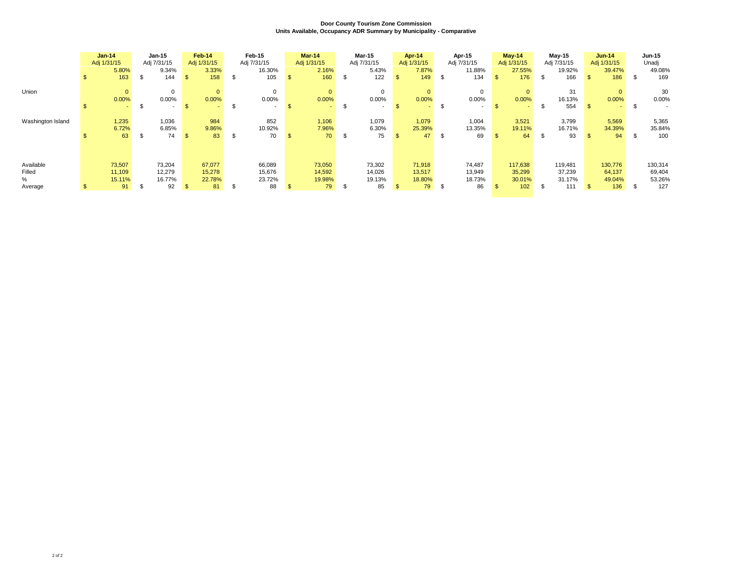**Door County Tourism Zone Commission**
**Units Available, Occupancy ADR Summary by Municipality - Comparative**

| | Jan-14 Adj 1/31/15 | Jan-15 Adj 7/31/15 | Feb-14 Adj 1/31/15 | Feb-15 Adj 7/31/15 | Mar-14 Adj 1/31/15 | Mar-15 Adj 7/31/15 | Apr-14 Adj 1/31/15 | Apr-15 Adj 7/31/15 | May-14 Adj 1/31/15 | May-15 Adj 7/31/15 | Jun-14 Adj 1/31/15 | Jun-15 Unadj |
|---|---|---|---|---|---|---|---|---|---|---|---|---|
| | 5.80% | 9.34% | 3.33% | 16.30% | 2.16% | 5.43% | 7.87% | 11.88% | 27.55% | 19.92% | 39.47% | 49.08% |
| | $ 163 | $ 144 | $ 158 | $ 105 | $ 160 | $ 122 | $ 149 | $ 134 | $ 176 | $ 166 | $ 186 | $ 169 |
| Union | 0 | 0 | 0 | 0 | 0 | 0 | 0 | 0 | 0 | 31 | 0 | 30 |
| | 0.00% | 0.00% | 0.00% | 0.00% | 0.00% | 0.00% | 0.00% | 0.00% | 0.00% | 16.13% | 0.00% | 0.00% |
| | $ - | $ - | $ - | $ - | $ - | $ - | $ - | $ - | $ - | $ 554 | $ - | $ - |
| Washington Island | 1,235 | 1,036 | 984 | 852 | 1,106 | 1,079 | 1,079 | 1,004 | 3,521 | 3,799 | 5,569 | 5,365 |
| | 6.72% | 6.85% | 9.86% | 10.92% | 7.96% | 6.30% | 25.39% | 13.35% | 19.11% | 16.71% | 34.39% | 35.84% |
| | $ 63 | $ 74 | $ 83 | $ 70 | $ 70 | $ 75 | $ 47 | $ 69 | $ 64 | $ 93 | $ 94 | $ 100 |
| Available | 73,507 | 73,204 | 67,077 | 66,089 | 73,050 | 73,302 | 71,918 | 74,487 | 117,638 | 119,481 | 130,776 | 130,314 |
| Filled | 11,109 | 12,279 | 15,278 | 15,676 | 14,592 | 14,026 | 13,517 | 13,949 | 35,299 | 37,239 | 64,137 | 69,404 |
| % | 15.11% | 16.77% | 22.78% | 23.72% | 19.98% | 19.13% | 18.80% | 18.73% | 30.01% | 31.17% | 49.04% | 53.26% |
| Average | $ 91 | $ 92 | $ 81 | $ 88 | $ 79 | $ 85 | $ 79 | $ 86 | $ 102 | $ 111 | $ 136 | $ 127 |